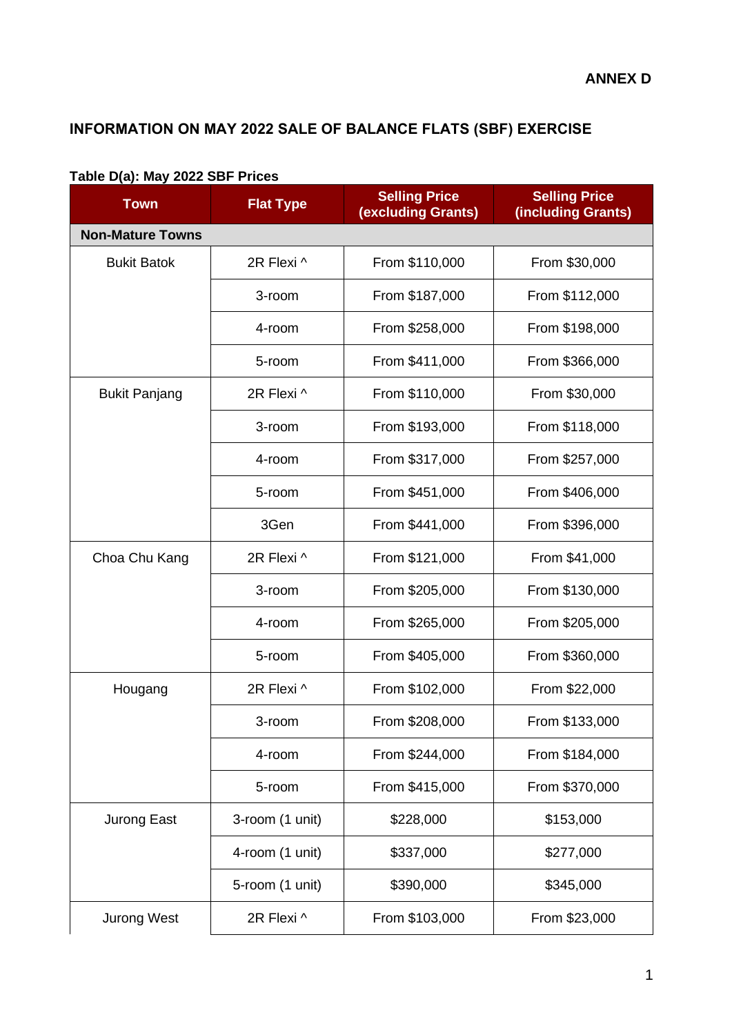ANNEX D

## INFORMATION ON MAY 2022 SALE OF BALANCE FLATS (SBF) EXERCISE

**Table D(a): May 2022 SBF Prices**

| Town | Flat Type | Selling Price (excluding Grants) | Selling Price (including Grants) |
|---|---|---|---|
| **Non-Mature Towns** | | | |
| Bukit Batok | 2R Flexi ^ | From $110,000 | From $30,000 |
| | 3-room | From $187,000 | From $112,000 |
| | 4-room | From $258,000 | From $198,000 |
| | 5-room | From $411,000 | From $366,000 |
| Bukit Panjang | 2R Flexi ^ | From $110,000 | From $30,000 |
| | 3-room | From $193,000 | From $118,000 |
| | 4-room | From $317,000 | From $257,000 |
| | 5-room | From $451,000 | From $406,000 |
| | 3Gen | From $441,000 | From $396,000 |
| Choa Chu Kang | 2R Flexi ^ | From $121,000 | From $41,000 |
| | 3-room | From $205,000 | From $130,000 |
| | 4-room | From $265,000 | From $205,000 |
| | 5-room | From $405,000 | From $360,000 |
| Hougang | 2R Flexi ^ | From $102,000 | From $22,000 |
| | 3-room | From $208,000 | From $133,000 |
| | 4-room | From $244,000 | From $184,000 |
| | 5-room | From $415,000 | From $370,000 |
| Jurong East | 3-room (1 unit) | $228,000 | $153,000 |
| | 4-room (1 unit) | $337,000 | $277,000 |
| | 5-room (1 unit) | $390,000 | $345,000 |
| Jurong West | 2R Flexi ^ | From $103,000 | From $23,000 |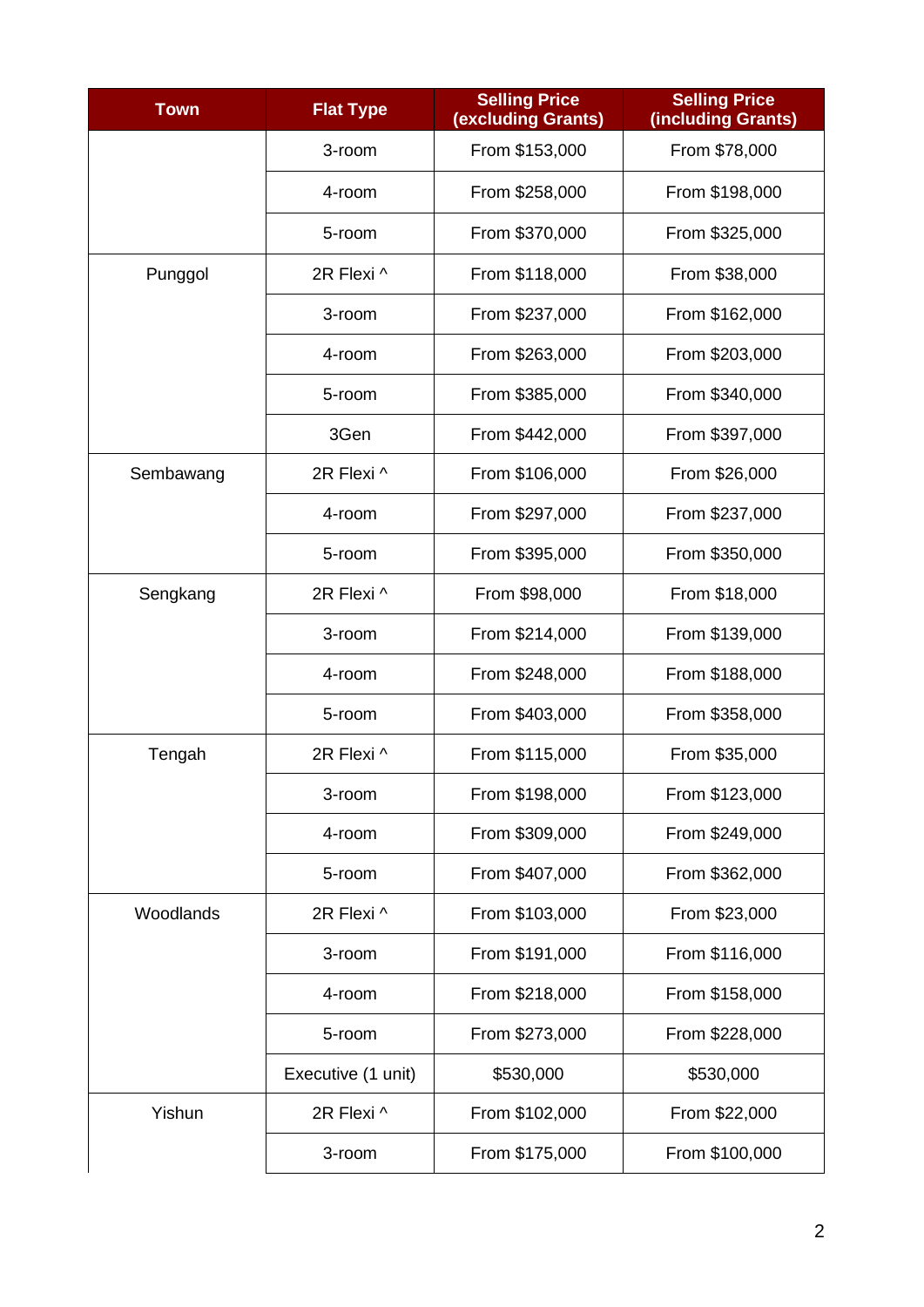| Town | Flat Type | Selling Price (excluding Grants) | Selling Price (including Grants) |
|---|---|---|---|
| | 3-room | From $153,000 | From $78,000 |
| | 4-room | From $258,000 | From $198,000 |
| | 5-room | From $370,000 | From $325,000 |
| Punggol | 2R Flexi ^ | From $118,000 | From $38,000 |
| | 3-room | From $237,000 | From $162,000 |
| | 4-room | From $263,000 | From $203,000 |
| | 5-room | From $385,000 | From $340,000 |
| | 3Gen | From $442,000 | From $397,000 |
| Sembawang | 2R Flexi ^ | From $106,000 | From $26,000 |
| | 4-room | From $297,000 | From $237,000 |
| | 5-room | From $395,000 | From $350,000 |
| Sengkang | 2R Flexi ^ | From $98,000 | From $18,000 |
| | 3-room | From $214,000 | From $139,000 |
| | 4-room | From $248,000 | From $188,000 |
| | 5-room | From $403,000 | From $358,000 |
| Tengah | 2R Flexi ^ | From $115,000 | From $35,000 |
| | 3-room | From $198,000 | From $123,000 |
| | 4-room | From $309,000 | From $249,000 |
| | 5-room | From $407,000 | From $362,000 |
| Woodlands | 2R Flexi ^ | From $103,000 | From $23,000 |
| | 3-room | From $191,000 | From $116,000 |
| | 4-room | From $218,000 | From $158,000 |
| | 5-room | From $273,000 | From $228,000 |
| | Executive (1 unit) | $530,000 | $530,000 |
| Yishun | 2R Flexi ^ | From $102,000 | From $22,000 |
| | 3-room | From $175,000 | From $100,000 |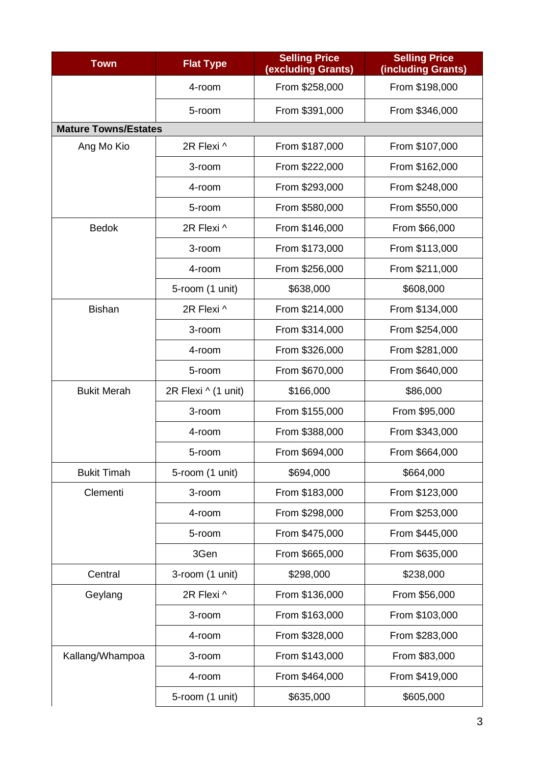| Town | Flat Type | Selling Price (excluding Grants) | Selling Price (including Grants) |
|---|---|---|---|
| | 4-room | From $258,000 | From $198,000 |
| | 5-room | From $391,000 | From $346,000 |
| **Mature Towns/Estates** | | | |
| Ang Mo Kio | 2R Flexi ^ | From $187,000 | From $107,000 |
| | 3-room | From $222,000 | From $162,000 |
| | 4-room | From $293,000 | From $248,000 |
| | 5-room | From $580,000 | From $550,000 |
| Bedok | 2R Flexi ^ | From $146,000 | From $66,000 |
| | 3-room | From $173,000 | From $113,000 |
| | 4-room | From $256,000 | From $211,000 |
| | 5-room (1 unit) | $638,000 | $608,000 |
| Bishan | 2R Flexi ^ | From $214,000 | From $134,000 |
| | 3-room | From $314,000 | From $254,000 |
| | 4-room | From $326,000 | From $281,000 |
| | 5-room | From $670,000 | From $640,000 |
| Bukit Merah | 2R Flexi ^ (1 unit) | $166,000 | $86,000 |
| | 3-room | From $155,000 | From $95,000 |
| | 4-room | From $388,000 | From $343,000 |
| | 5-room | From $694,000 | From $664,000 |
| Bukit Timah | 5-room (1 unit) | $694,000 | $664,000 |
| Clementi | 3-room | From $183,000 | From $123,000 |
| | 4-room | From $298,000 | From $253,000 |
| | 5-room | From $475,000 | From $445,000 |
| | 3Gen | From $665,000 | From $635,000 |
| Central | 3-room (1 unit) | $298,000 | $238,000 |
| Geylang | 2R Flexi ^ | From $136,000 | From $56,000 |
| | 3-room | From $163,000 | From $103,000 |
| | 4-room | From $328,000 | From $283,000 |
| Kallang/Whampoa | 3-room | From $143,000 | From $83,000 |
| | 4-room | From $464,000 | From $419,000 |
| | 5-room (1 unit) | $635,000 | $605,000 |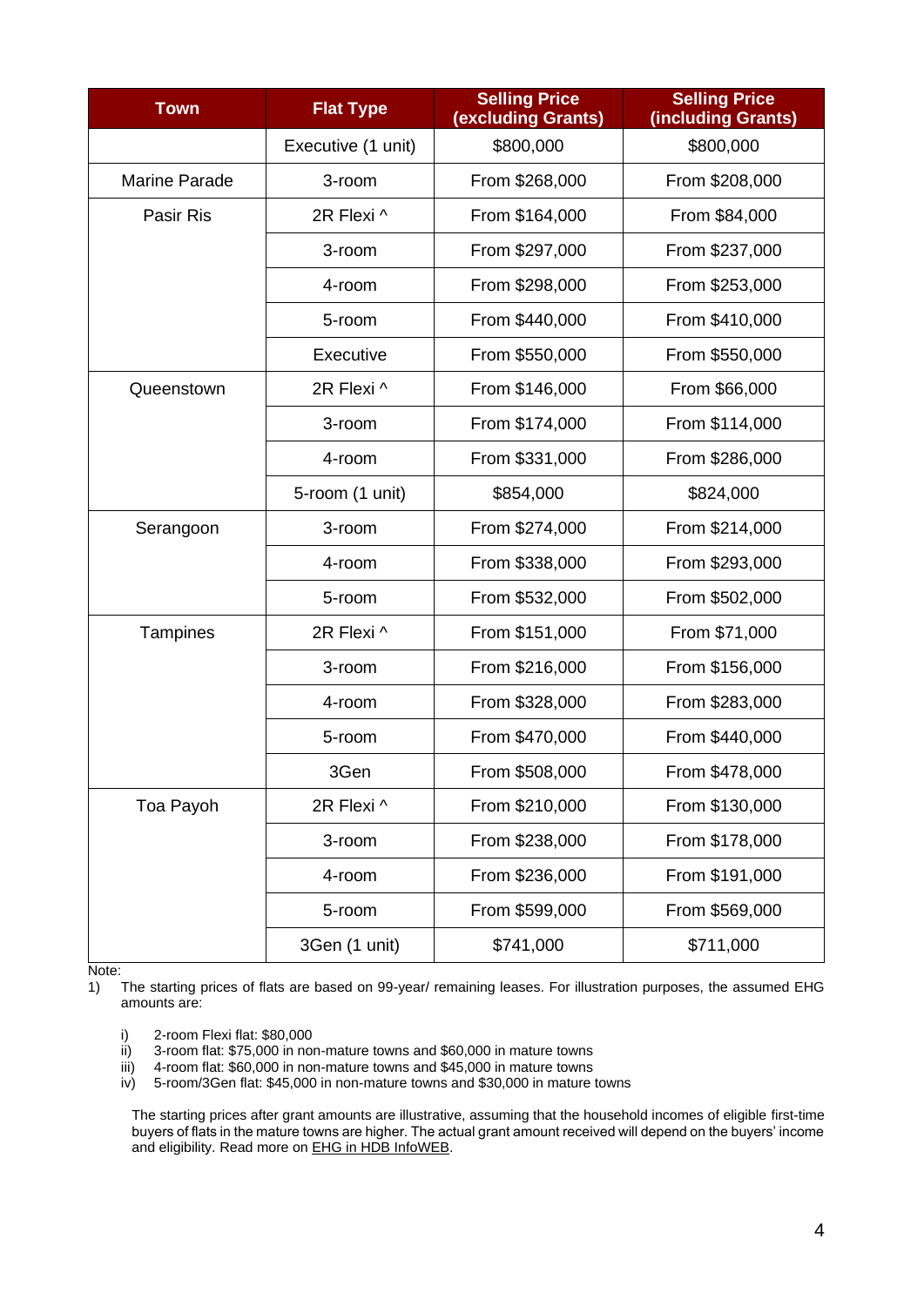| Town | Flat Type | Selling Price (excluding Grants) | Selling Price (including Grants) |
|---|---|---|---|
| | Executive (1 unit) | $800,000 | $800,000 |
| Marine Parade | 3-room | From $268,000 | From $208,000 |
| Pasir Ris | 2R Flexi ^ | From $164,000 | From $84,000 |
| | 3-room | From $297,000 | From $237,000 |
| | 4-room | From $298,000 | From $253,000 |
| | 5-room | From $440,000 | From $410,000 |
| | Executive | From $550,000 | From $550,000 |
| Queenstown | 2R Flexi ^ | From $146,000 | From $66,000 |
| | 3-room | From $174,000 | From $114,000 |
| | 4-room | From $331,000 | From $286,000 |
| | 5-room (1 unit) | $854,000 | $824,000 |
| Serangoon | 3-room | From $274,000 | From $214,000 |
| | 4-room | From $338,000 | From $293,000 |
| | 5-room | From $532,000 | From $502,000 |
| Tampines | 2R Flexi ^ | From $151,000 | From $71,000 |
| | 3-room | From $216,000 | From $156,000 |
| | 4-room | From $328,000 | From $283,000 |
| | 5-room | From $470,000 | From $440,000 |
| | 3Gen | From $508,000 | From $478,000 |
| Toa Payoh | 2R Flexi ^ | From $210,000 | From $130,000 |
| | 3-room | From $238,000 | From $178,000 |
| | 4-room | From $236,000 | From $191,000 |
| | 5-room | From $599,000 | From $569,000 |
| | 3Gen (1 unit) | $741,000 | $711,000 |

Note:

1) The starting prices of flats are based on 99-year/ remaining leases. For illustration purposes, the assumed EHG amounts are:

   i) 2-room Flexi flat: $80,000
   ii) 3-room flat: $75,000 in non-mature towns and $60,000 in mature towns
   iii) 4-room flat: $60,000 in non-mature towns and $45,000 in mature towns
   iv) 5-room/3Gen flat: $45,000 in non-mature towns and $30,000 in mature towns

   The starting prices after grant amounts are illustrative, assuming that the household incomes of eligible first-time buyers of flats in the mature towns are higher. The actual grant amount received will depend on the buyers' income and eligibility. Read more on EHG in HDB InfoWEB.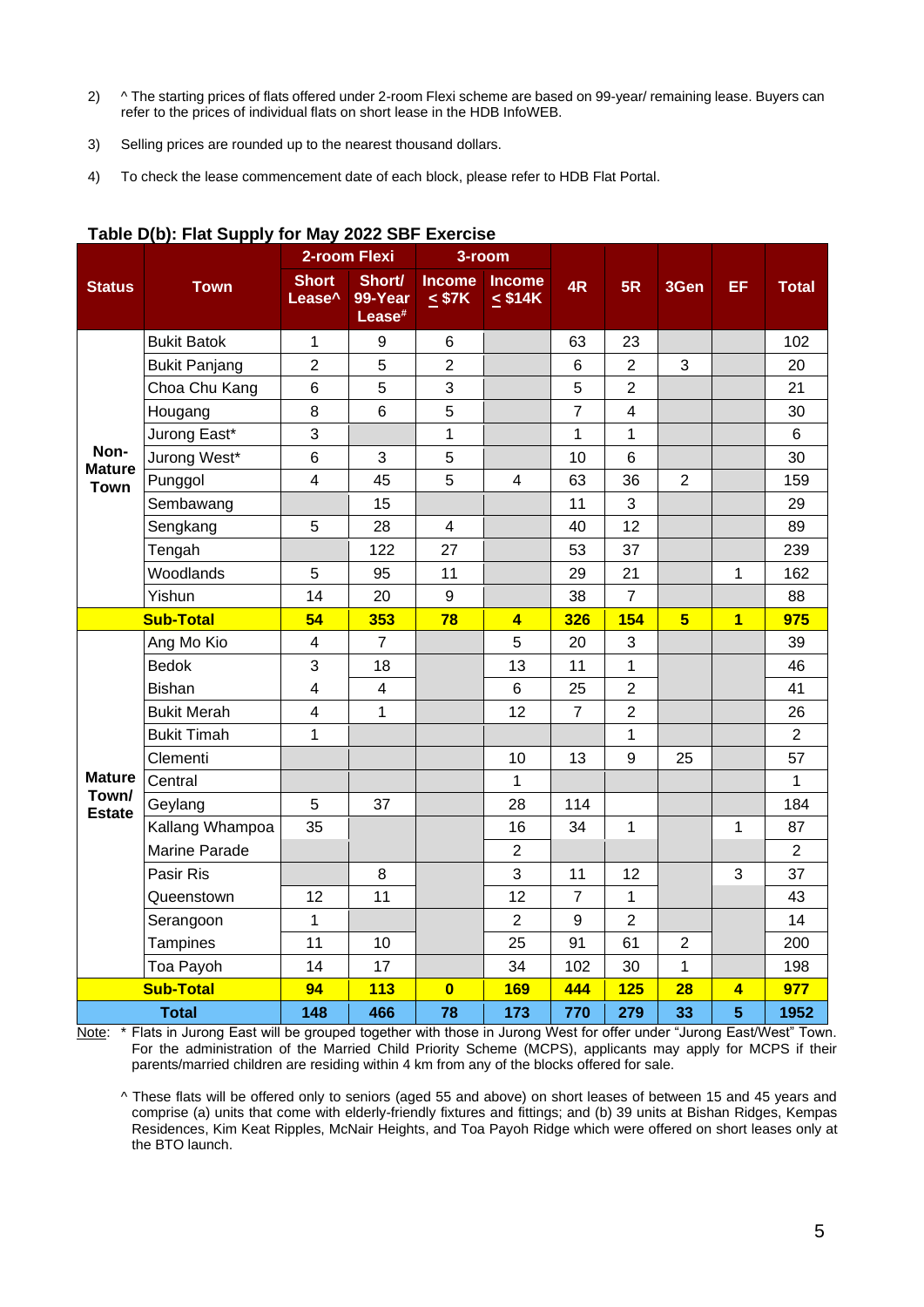2) ^ The starting prices of flats offered under 2-room Flexi scheme are based on 99-year/ remaining lease. Buyers can refer to the prices of individual flats on short lease in the HDB InfoWEB.

3) Selling prices are rounded up to the nearest thousand dollars.

4) To check the lease commencement date of each block, please refer to HDB Flat Portal.

**Table D(b): Flat Supply for May 2022 SBF Exercise**

| Status | Town | 2-room Flexi | | 3-room | | 4R | 5R | 3Gen | EF | Total |
|---|---|---|---|---|---|---|---|---|---|---|
| | | Short Lease^ | Short/ 99-Year Lease# | Income ≤ $7K | Income ≤ $14K | | | | | |
| Non-Mature Town | Bukit Batok | 1 | 9 | 6 | | 63 | 23 | | | 102 |
| | Bukit Panjang | 2 | 5 | 2 | | 6 | 2 | 3 | | 20 |
| | Choa Chu Kang | 6 | 5 | 3 | | 5 | 2 | | | 21 |
| | Hougang | 8 | 6 | 5 | | 7 | 4 | | | 30 |
| | Jurong East* | 3 | | 1 | | 1 | 1 | | | 6 |
| | Jurong West* | 6 | 3 | 5 | | 10 | 6 | | | 30 |
| | Punggol | 4 | 45 | 5 | 4 | 63 | 36 | 2 | | 159 |
| | Sembawang | | 15 | | | 11 | 3 | | | 29 |
| | Sengkang | 5 | 28 | 4 | | 40 | 12 | | | 89 |
| | Tengah | | 122 | 27 | | 53 | 37 | | | 239 |
| | Woodlands | 5 | 95 | 11 | | 29 | 21 | | 1 | 162 |
| | Yishun | 14 | 20 | 9 | | 38 | 7 | | | 88 |
| **Sub-Total** | | **54** | **353** | **78** | **4** | **326** | **154** | **5** | **1** | **975** |
| Mature Town/ Estate | Ang Mo Kio | 4 | 7 | | 5 | 20 | 3 | | | 39 |
| | Bedok | 3 | 18 | | 13 | 11 | 1 | | | 46 |
| | Bishan | 4 | 4 | | 6 | 25 | 2 | | | 41 |
| | Bukit Merah | 4 | 1 | | 12 | 7 | 2 | | | 26 |
| | Bukit Timah | 1 | | | | | 1 | | | 2 |
| | Clementi | | | | 10 | 13 | 9 | 25 | | 57 |
| | Central | | | | 1 | | | | | 1 |
| | Geylang | 5 | 37 | | 28 | 114 | | | | 184 |
| | Kallang Whampoa | 35 | | | 16 | 34 | 1 | | 1 | 87 |
| | Marine Parade | | | | 2 | | | | | 2 |
| | Pasir Ris | | 8 | | 3 | 11 | 12 | | 3 | 37 |
| | Queenstown | 12 | 11 | | 12 | 7 | 1 | | | 43 |
| | Serangoon | 1 | | | 2 | 9 | 2 | | | 14 |
| | Tampines | 11 | 10 | | 25 | 91 | 61 | 2 | | 200 |
| | Toa Payoh | 14 | 17 | | 34 | 102 | 30 | 1 | | 198 |
| **Sub-Total** | | **94** | **113** | **0** | **169** | **444** | **125** | **28** | **4** | **977** |
| **Total** | | **148** | **466** | **78** | **173** | **770** | **279** | **33** | **5** | **1952** |

Note: * Flats in Jurong East will be grouped together with those in Jurong West for offer under "Jurong East/West" Town. For the administration of the Married Child Priority Scheme (MCPS), applicants may apply for MCPS if their parents/married children are residing within 4 km from any of the blocks offered for sale.

^ These flats will be offered only to seniors (aged 55 and above) on short leases of between 15 and 45 years and comprise (a) units that come with elderly-friendly fixtures and fittings; and (b) 39 units at Bishan Ridges, Kempas Residences, Kim Keat Ripples, McNair Heights, and Toa Payoh Ridge which were offered on short leases only at the BTO launch.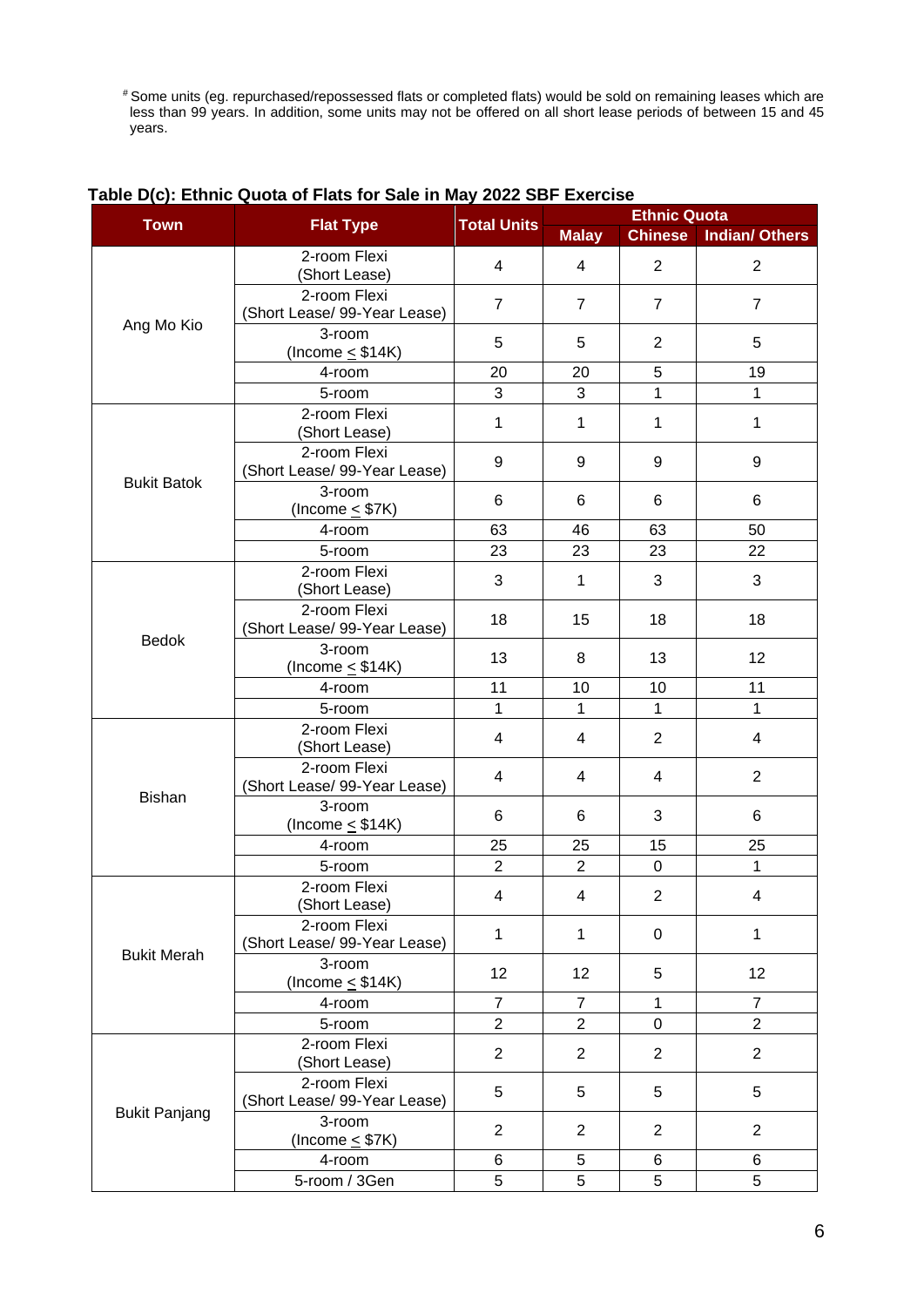[#] Some units (eg. repurchased/repossessed flats or completed flats) would be sold on remaining leases which are less than 99 years. In addition, some units may not be offered on all short lease periods of between 15 and 45 years.

**Table D(c): Ethnic Quota of Flats for Sale in May 2022 SBF Exercise**

| Town | Flat Type | Total Units | Ethnic Quota | | |
|---|---|---|---|---|---|
| | | | Malay | Chinese | Indian/ Others |
| Ang Mo Kio | 2-room Flexi (Short Lease) | 4 | 4 | 2 | 2 |
| | 2-room Flexi (Short Lease/ 99-Year Lease) | 7 | 7 | 7 | 7 |
| | 3-room (Income ≤ $14K) | 5 | 5 | 2 | 5 |
| | 4-room | 20 | 20 | 5 | 19 |
| | 5-room | 3 | 3 | 1 | 1 |
| Bukit Batok | 2-room Flexi (Short Lease) | 1 | 1 | 1 | 1 |
| | 2-room Flexi (Short Lease/ 99-Year Lease) | 9 | 9 | 9 | 9 |
| | 3-room (Income ≤ $7K) | 6 | 6 | 6 | 6 |
| | 4-room | 63 | 46 | 63 | 50 |
| | 5-room | 23 | 23 | 23 | 22 |
| Bedok | 2-room Flexi (Short Lease) | 3 | 1 | 3 | 3 |
| | 2-room Flexi (Short Lease/ 99-Year Lease) | 18 | 15 | 18 | 18 |
| | 3-room (Income ≤ $14K) | 13 | 8 | 13 | 12 |
| | 4-room | 11 | 10 | 10 | 11 |
| | 5-room | 1 | 1 | 1 | 1 |
| Bishan | 2-room Flexi (Short Lease) | 4 | 4 | 2 | 4 |
| | 2-room Flexi (Short Lease/ 99-Year Lease) | 4 | 4 | 4 | 2 |
| | 3-room (Income ≤ $14K) | 6 | 6 | 3 | 6 |
| | 4-room | 25 | 25 | 15 | 25 |
| | 5-room | 2 | 2 | 0 | 1 |
| Bukit Merah | 2-room Flexi (Short Lease) | 4 | 4 | 2 | 4 |
| | 2-room Flexi (Short Lease/ 99-Year Lease) | 1 | 1 | 0 | 1 |
| | 3-room (Income ≤ $14K) | 12 | 12 | 5 | 12 |
| | 4-room | 7 | 7 | 1 | 7 |
| | 5-room | 2 | 2 | 0 | 2 |
| Bukit Panjang | 2-room Flexi (Short Lease) | 2 | 2 | 2 | 2 |
| | 2-room Flexi (Short Lease/ 99-Year Lease) | 5 | 5 | 5 | 5 |
| | 3-room (Income ≤ $7K) | 2 | 2 | 2 | 2 |
| | 4-room | 6 | 5 | 6 | 6 |
| | 5-room / 3Gen | 5 | 5 | 5 | 5 |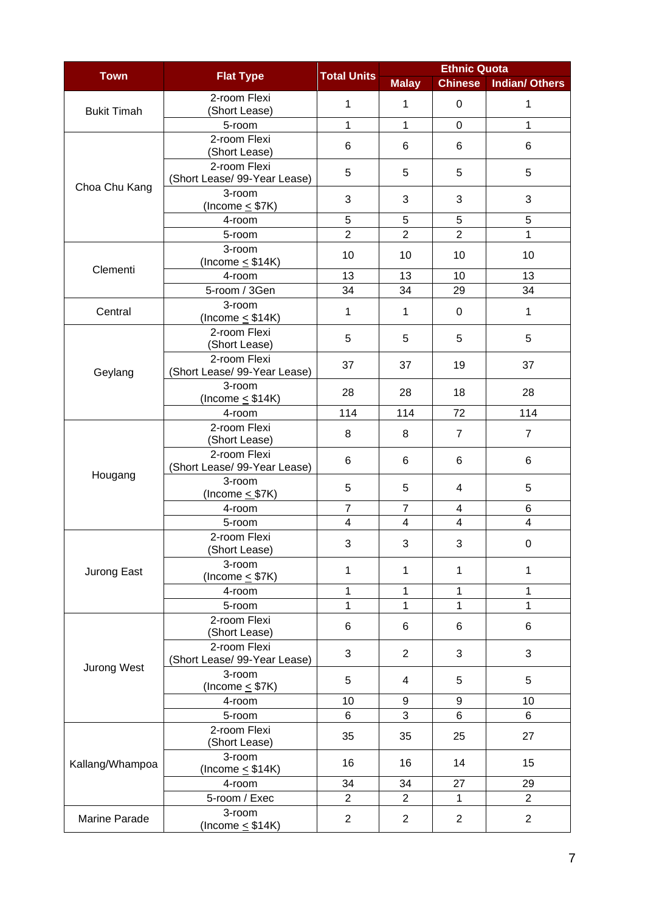| Town | Flat Type | Total Units | Ethnic Quota | | |
|---|---|---|---|---|---|
| | | | Malay | Chinese | Indian/ Others |
| Bukit Timah | 2-room Flexi (Short Lease) | 1 | 1 | 0 | 1 |
| | 5-room | 1 | 1 | 0 | 1 |
| Choa Chu Kang | 2-room Flexi (Short Lease) | 6 | 6 | 6 | 6 |
| | 2-room Flexi (Short Lease/ 99-Year Lease) | 5 | 5 | 5 | 5 |
| | 3-room (Income ≤ $7K) | 3 | 3 | 3 | 3 |
| | 4-room | 5 | 5 | 5 | 5 |
| | 5-room | 2 | 2 | 2 | 1 |
| Clementi | 3-room (Income ≤ $14K) | 10 | 10 | 10 | 10 |
| | 4-room | 13 | 13 | 10 | 13 |
| | 5-room / 3Gen | 34 | 34 | 29 | 34 |
| Central | 3-room (Income ≤ $14K) | 1 | 1 | 0 | 1 |
| Geylang | 2-room Flexi (Short Lease) | 5 | 5 | 5 | 5 |
| | 2-room Flexi (Short Lease/ 99-Year Lease) | 37 | 37 | 19 | 37 |
| | 3-room (Income ≤ $14K) | 28 | 28 | 18 | 28 |
| | 4-room | 114 | 114 | 72 | 114 |
| Hougang | 2-room Flexi (Short Lease) | 8 | 8 | 7 | 7 |
| | 2-room Flexi (Short Lease/ 99-Year Lease) | 6 | 6 | 6 | 6 |
| | 3-room (Income ≤ $7K) | 5 | 5 | 4 | 5 |
| | 4-room | 7 | 7 | 4 | 6 |
| | 5-room | 4 | 4 | 4 | 4 |
| Jurong East | 2-room Flexi (Short Lease) | 3 | 3 | 3 | 0 |
| | 3-room (Income ≤ $7K) | 1 | 1 | 1 | 1 |
| | 4-room | 1 | 1 | 1 | 1 |
| | 5-room | 1 | 1 | 1 | 1 |
| Jurong West | 2-room Flexi (Short Lease) | 6 | 6 | 6 | 6 |
| | 2-room Flexi (Short Lease/ 99-Year Lease) | 3 | 2 | 3 | 3 |
| | 3-room (Income ≤ $7K) | 5 | 4 | 5 | 5 |
| | 4-room | 10 | 9 | 9 | 10 |
| | 5-room | 6 | 3 | 6 | 6 |
| Kallang/Whampoa | 2-room Flexi (Short Lease) | 35 | 35 | 25 | 27 |
| | 3-room (Income ≤ $14K) | 16 | 16 | 14 | 15 |
| | 4-room | 34 | 34 | 27 | 29 |
| | 5-room / Exec | 2 | 2 | 1 | 2 |
| Marine Parade | 3-room (Income ≤ $14K) | 2 | 2 | 2 | 2 |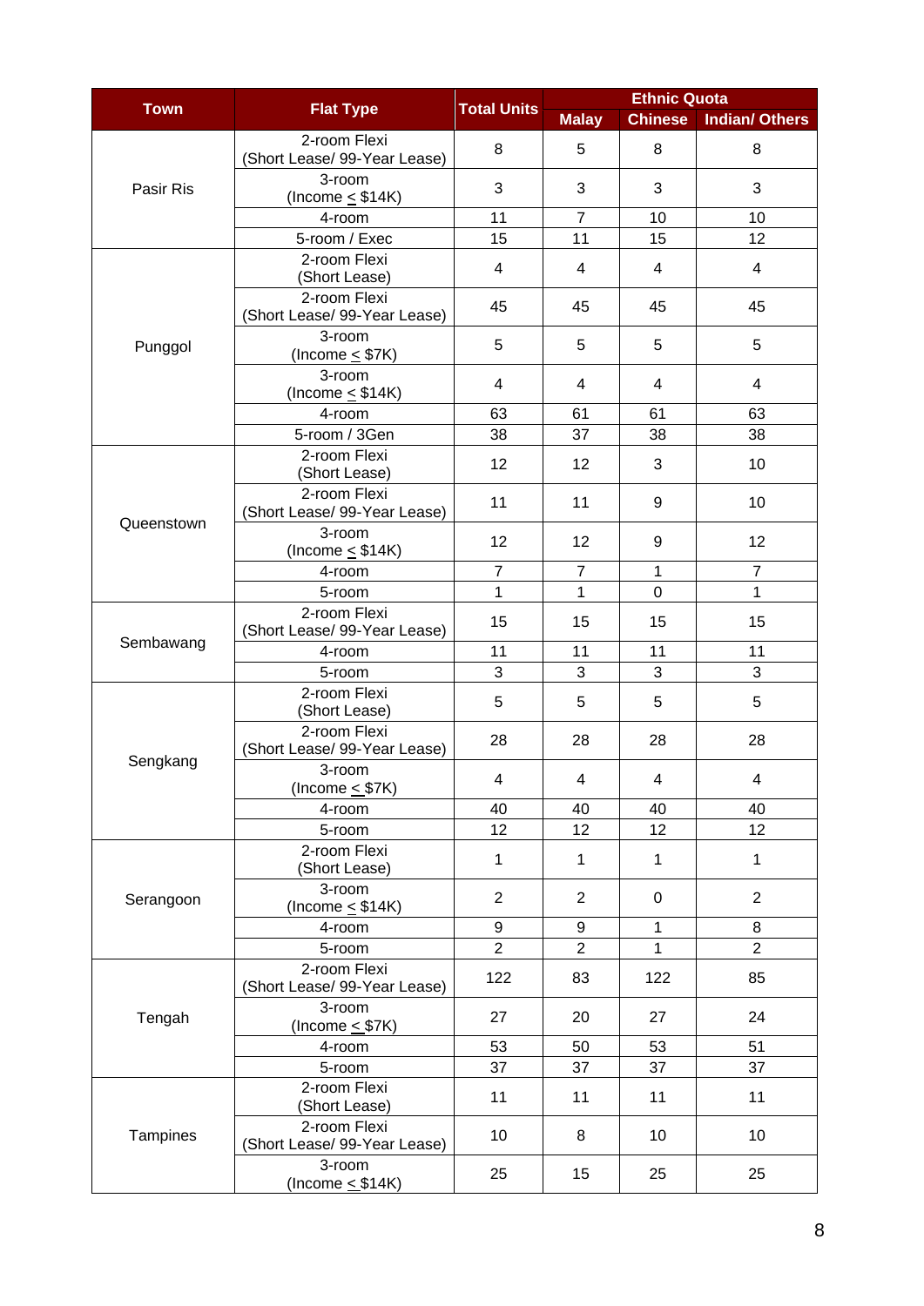| Town | Flat Type | Total Units | Ethnic Quota | | |
|---|---|---|---|---|---|
| | | | Malay | Chinese | Indian/ Others |
| Pasir Ris | 2-room Flexi (Short Lease/ 99-Year Lease) | 8 | 5 | 8 | 8 |
| | 3-room (Income ≤ $14K) | 3 | 3 | 3 | 3 |
| | 4-room | 11 | 7 | 10 | 10 |
| | 5-room / Exec | 15 | 11 | 15 | 12 |
| Punggol | 2-room Flexi (Short Lease) | 4 | 4 | 4 | 4 |
| | 2-room Flexi (Short Lease/ 99-Year Lease) | 45 | 45 | 45 | 45 |
| | 3-room (Income ≤ $7K) | 5 | 5 | 5 | 5 |
| | 3-room (Income ≤ $14K) | 4 | 4 | 4 | 4 |
| | 4-room | 63 | 61 | 61 | 63 |
| | 5-room / 3Gen | 38 | 37 | 38 | 38 |
| Queenstown | 2-room Flexi (Short Lease) | 12 | 12 | 3 | 10 |
| | 2-room Flexi (Short Lease/ 99-Year Lease) | 11 | 11 | 9 | 10 |
| | 3-room (Income ≤ $14K) | 12 | 12 | 9 | 12 |
| | 4-room | 7 | 7 | 1 | 7 |
| | 5-room | 1 | 1 | 0 | 1 |
| Sembawang | 2-room Flexi (Short Lease/ 99-Year Lease) | 15 | 15 | 15 | 15 |
| | 4-room | 11 | 11 | 11 | 11 |
| | 5-room | 3 | 3 | 3 | 3 |
| Sengkang | 2-room Flexi (Short Lease) | 5 | 5 | 5 | 5 |
| | 2-room Flexi (Short Lease/ 99-Year Lease) | 28 | 28 | 28 | 28 |
| | 3-room (Income ≤ $7K) | 4 | 4 | 4 | 4 |
| | 4-room | 40 | 40 | 40 | 40 |
| | 5-room | 12 | 12 | 12 | 12 |
| Serangoon | 2-room Flexi (Short Lease) | 1 | 1 | 1 | 1 |
| | 3-room (Income ≤ $14K) | 2 | 2 | 0 | 2 |
| | 4-room | 9 | 9 | 1 | 8 |
| | 5-room | 2 | 2 | 1 | 2 |
| Tengah | 2-room Flexi (Short Lease/ 99-Year Lease) | 122 | 83 | 122 | 85 |
| | 3-room (Income ≤ $7K) | 27 | 20 | 27 | 24 |
| | 4-room | 53 | 50 | 53 | 51 |
| | 5-room | 37 | 37 | 37 | 37 |
| Tampines | 2-room Flexi (Short Lease) | 11 | 11 | 11 | 11 |
| | 2-room Flexi (Short Lease/ 99-Year Lease) | 10 | 8 | 10 | 10 |
| | 3-room (Income ≤ $14K) | 25 | 15 | 25 | 25 |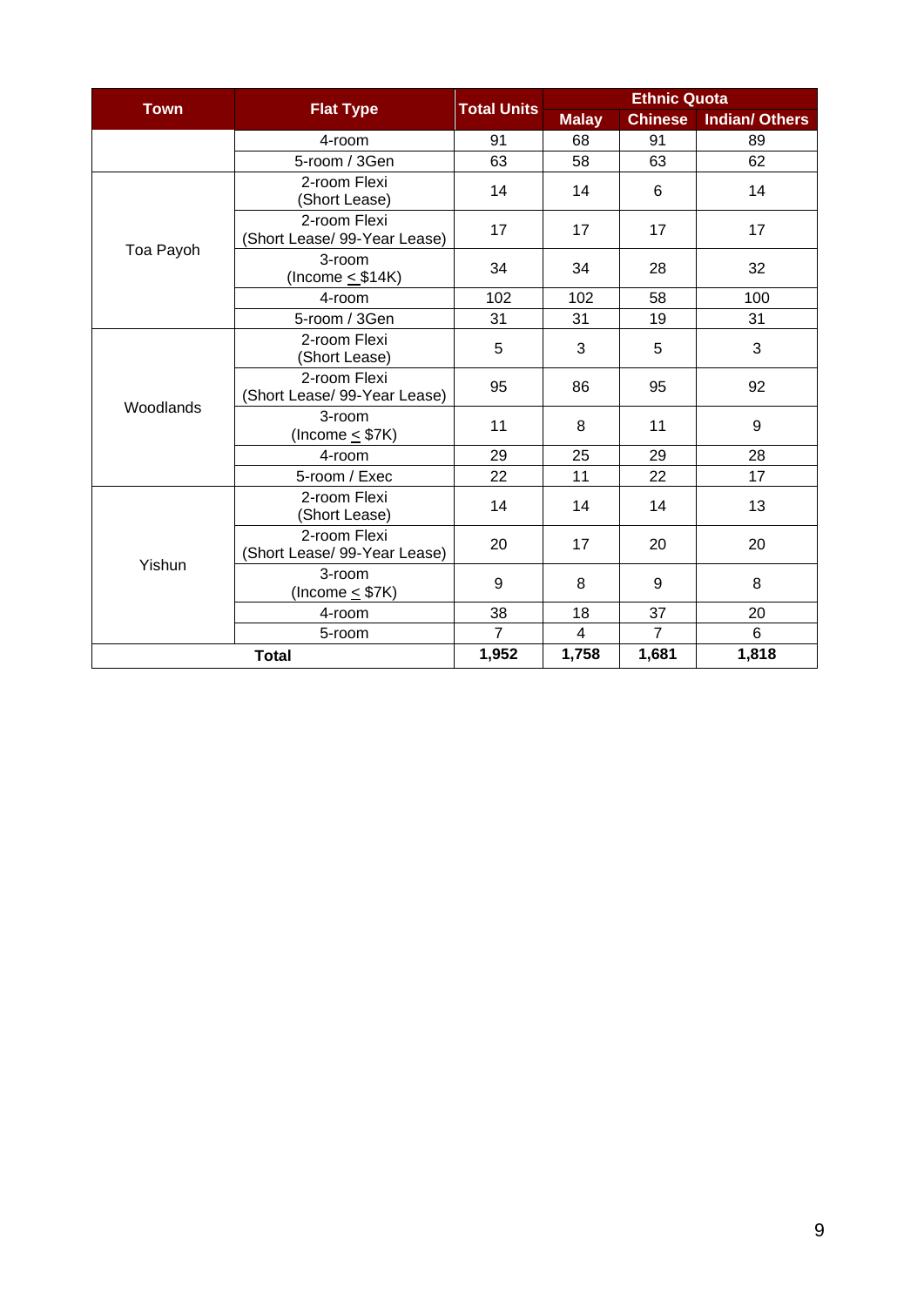| Town | Flat Type | Total Units | Ethnic Quota | | |
|---|---|---|---|---|---|
| | | | Malay | Chinese | Indian/ Others |
| | 4-room | 91 | 68 | 91 | 89 |
| | 5-room / 3Gen | 63 | 58 | 63 | 62 |
| Toa Payoh | 2-room Flexi (Short Lease) | 14 | 14 | 6 | 14 |
| | 2-room Flexi (Short Lease/ 99-Year Lease) | 17 | 17 | 17 | 17 |
| | 3-room (Income ≤ $14K) | 34 | 34 | 28 | 32 |
| | 4-room | 102 | 102 | 58 | 100 |
| | 5-room / 3Gen | 31 | 31 | 19 | 31 |
| Woodlands | 2-room Flexi (Short Lease) | 5 | 3 | 5 | 3 |
| | 2-room Flexi (Short Lease/ 99-Year Lease) | 95 | 86 | 95 | 92 |
| | 3-room (Income ≤ $7K) | 11 | 8 | 11 | 9 |
| | 4-room | 29 | 25 | 29 | 28 |
| | 5-room / Exec | 22 | 11 | 22 | 17 |
| Yishun | 2-room Flexi (Short Lease) | 14 | 14 | 14 | 13 |
| | 2-room Flexi (Short Lease/ 99-Year Lease) | 20 | 17 | 20 | 20 |
| | 3-room (Income ≤ $7K) | 9 | 8 | 9 | 8 |
| | 4-room | 38 | 18 | 37 | 20 |
| | 5-room | 7 | 4 | 7 | 6 |
| **Total** | | **1,952** | **1,758** | **1,681** | **1,818** |